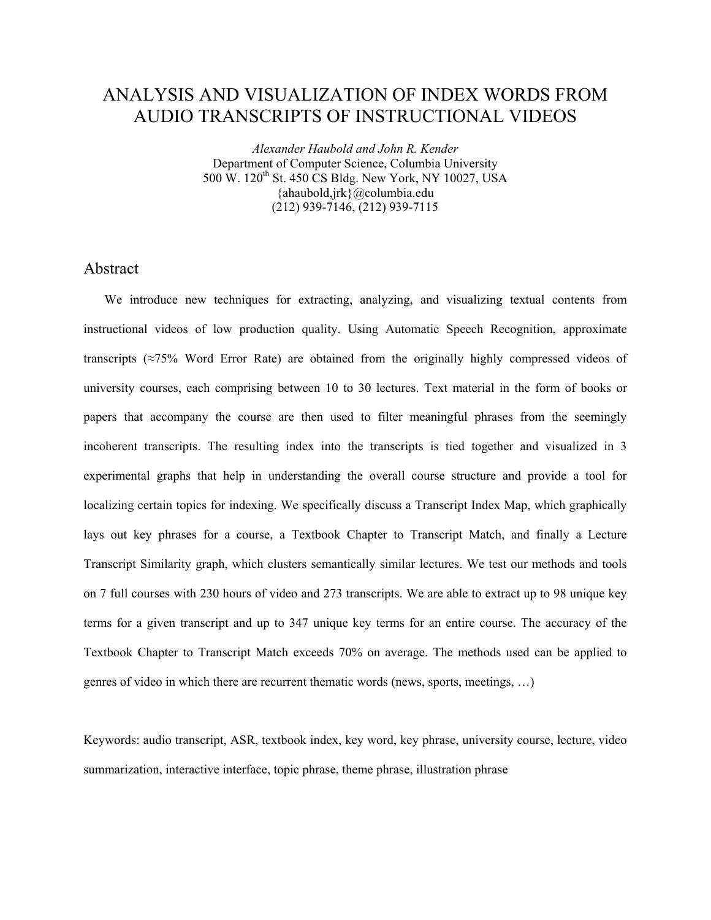# ANALYSIS AND VISUALIZATION OF INDEX WORDS FROM AUDIO TRANSCRIPTS OF INSTRUCTIONAL VIDEOS

*Alexander Haubold and John R. Kender*

Department of Computer Science, Columbia University

500 W. 120th St. 450 CS Bldg. New York, NY 10027, USA

{ahaubold,jrk}@columbia.edu

(212) 939-7146, (212) 939-7115

## Abstract

We introduce new techniques for extracting, analyzing, and visualizing textual contents from instructional videos of low production quality. Using Automatic Speech Recognition, approximate transcripts (≈75% Word Error Rate) are obtained from the originally highly compressed videos of university courses, each comprising between 10 to 30 lectures. Text material in the form of books or papers that accompany the course are then used to filter meaningful phrases from the seemingly incoherent transcripts. The resulting index into the transcripts is tied together and visualized in 3 experimental graphs that help in understanding the overall course structure and provide a tool for localizing certain topics for indexing. We specifically discuss a Transcript Index Map, which graphically lays out key phrases for a course, a Textbook Chapter to Transcript Match, and finally a Lecture Transcript Similarity graph, which clusters semantically similar lectures. We test our methods and tools on 7 full courses with 230 hours of video and 273 transcripts. We are able to extract up to 98 unique key terms for a given transcript and up to 347 unique key terms for an entire course. The accuracy of the Textbook Chapter to Transcript Match exceeds 70% on average. The methods used can be applied to genres of video in which there are recurrent thematic words (news, sports, meetings, …)

Keywords: audio transcript, ASR, textbook index, key word, key phrase, university course, lecture, video summarization, interactive interface, topic phrase, theme phrase, illustration phrase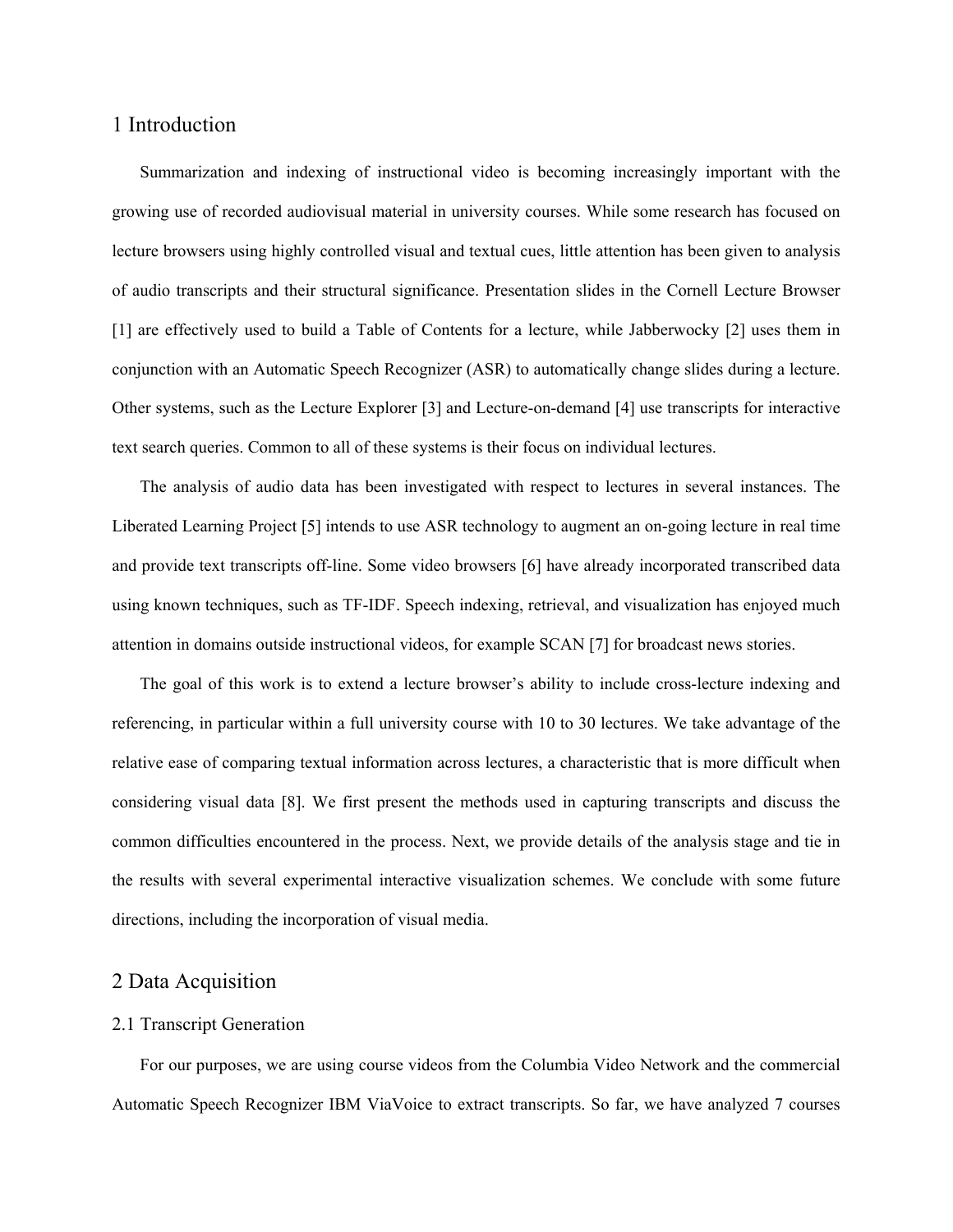## 1 Introduction

Summarization and indexing of instructional video is becoming increasingly important with the growing use of recorded audiovisual material in university courses. While some research has focused on lecture browsers using highly controlled visual and textual cues, little attention has been given to analysis of audio transcripts and their structural significance. Presentation slides in the Cornell Lecture Browser [1] are effectively used to build a Table of Contents for a lecture, while Jabberwocky [2] uses them in conjunction with an Automatic Speech Recognizer (ASR) to automatically change slides during a lecture. Other systems, such as the Lecture Explorer [3] and Lecture-on-demand [4] use transcripts for interactive text search queries. Common to all of these systems is their focus on individual lectures.

The analysis of audio data has been investigated with respect to lectures in several instances. The Liberated Learning Project [5] intends to use ASR technology to augment an on-going lecture in real time and provide text transcripts off-line. Some video browsers [6] have already incorporated transcribed data using known techniques, such as TF-IDF. Speech indexing, retrieval, and visualization has enjoyed much attention in domains outside instructional videos, for example SCAN [7] for broadcast news stories.

The goal of this work is to extend a lecture browser's ability to include cross-lecture indexing and referencing, in particular within a full university course with 10 to 30 lectures. We take advantage of the relative ease of comparing textual information across lectures, a characteristic that is more difficult when considering visual data [8]. We first present the methods used in capturing transcripts and discuss the common difficulties encountered in the process. Next, we provide details of the analysis stage and tie in the results with several experimental interactive visualization schemes. We conclude with some future directions, including the incorporation of visual media.

## 2 Data Acquisition

### 2.1 Transcript Generation

For our purposes, we are using course videos from the Columbia Video Network and the commercial Automatic Speech Recognizer IBM ViaVoice to extract transcripts. So far, we have analyzed 7 courses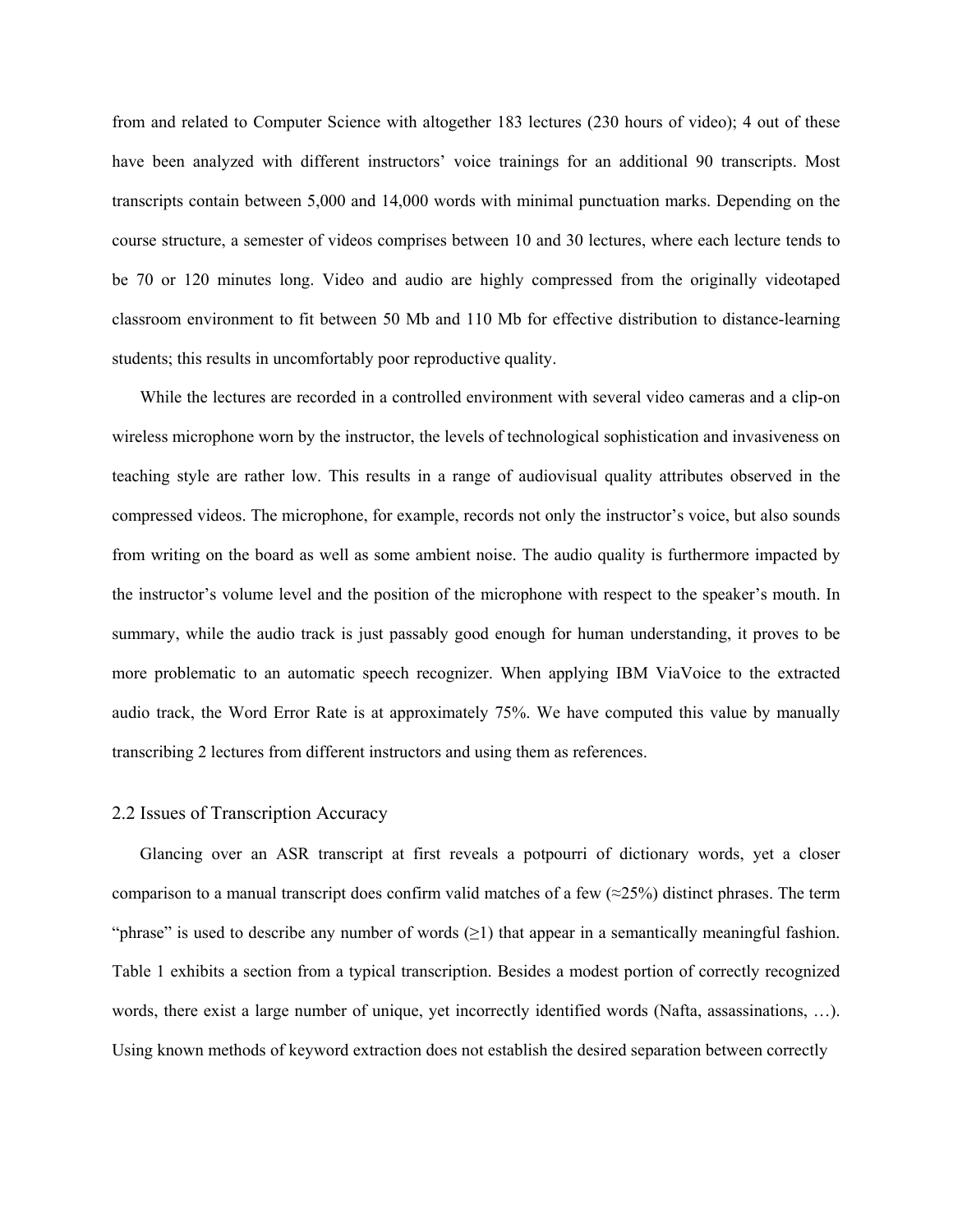from and related to Computer Science with altogether 183 lectures (230 hours of video); 4 out of these have been analyzed with different instructors' voice trainings for an additional 90 transcripts. Most transcripts contain between 5,000 and 14,000 words with minimal punctuation marks. Depending on the course structure, a semester of videos comprises between 10 and 30 lectures, where each lecture tends to be 70 or 120 minutes long. Video and audio are highly compressed from the originally videotaped classroom environment to fit between 50 Mb and 110 Mb for effective distribution to distance-learning students; this results in uncomfortably poor reproductive quality.

While the lectures are recorded in a controlled environment with several video cameras and a clip-on wireless microphone worn by the instructor, the levels of technological sophistication and invasiveness on teaching style are rather low. This results in a range of audiovisual quality attributes observed in the compressed videos. The microphone, for example, records not only the instructor's voice, but also sounds from writing on the board as well as some ambient noise. The audio quality is furthermore impacted by the instructor's volume level and the position of the microphone with respect to the speaker's mouth. In summary, while the audio track is just passably good enough for human understanding, it proves to be more problematic to an automatic speech recognizer. When applying IBM ViaVoice to the extracted audio track, the Word Error Rate is at approximately 75%. We have computed this value by manually transcribing 2 lectures from different instructors and using them as references.

## 2.2 Issues of Transcription Accuracy

Glancing over an ASR transcript at first reveals a potpourri of dictionary words, yet a closer comparison to a manual transcript does confirm valid matches of a few (≈25%) distinct phrases. The term "phrase" is used to describe any number of words (≥1) that appear in a semantically meaningful fashion. Table 1 exhibits a section from a typical transcription. Besides a modest portion of correctly recognized words, there exist a large number of unique, yet incorrectly identified words (Nafta, assassinations, …). Using known methods of keyword extraction does not establish the desired separation between correctly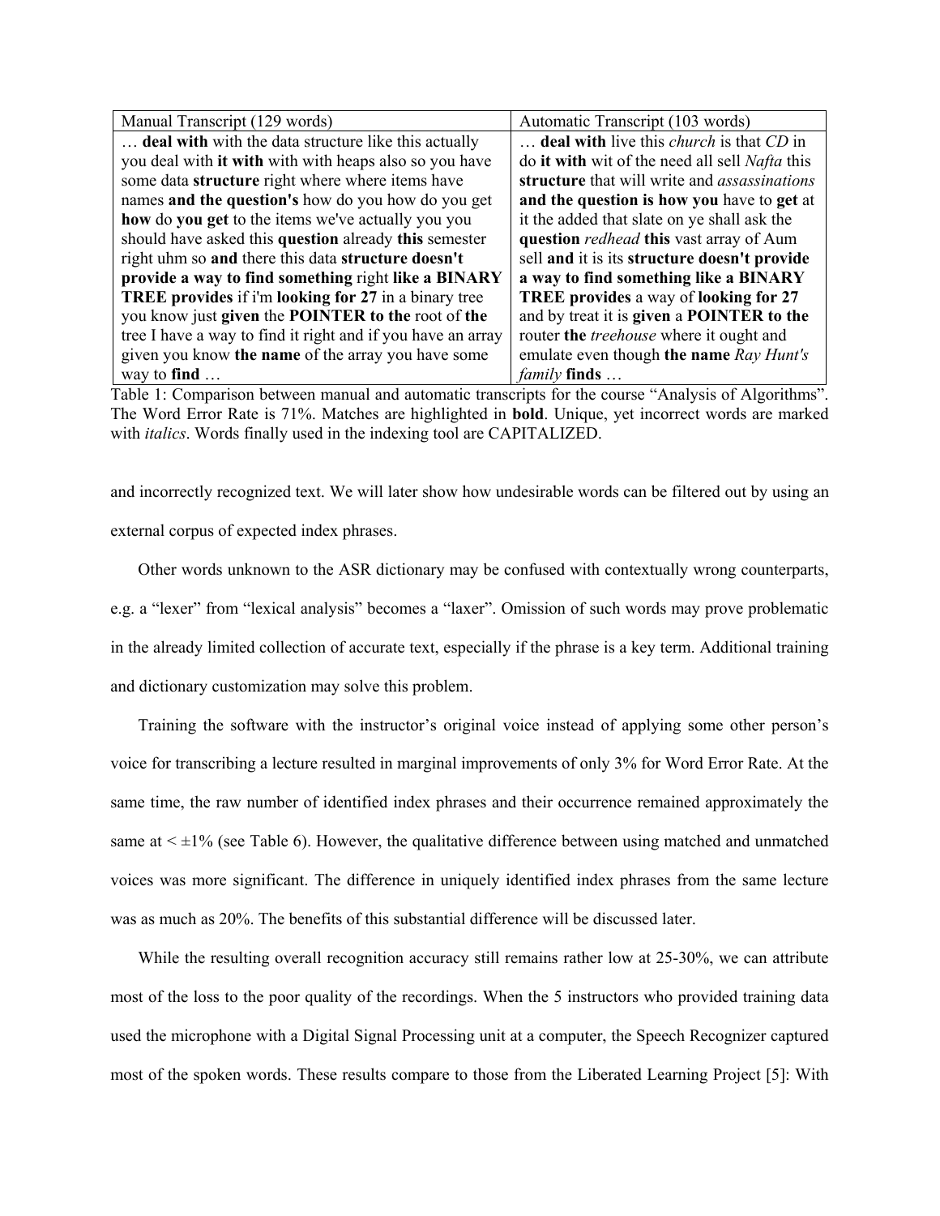| Manual Transcript (129 words) | Automatic Transcript (103 words) |
| --- | --- |
| … **deal with** with the data structure like this actually you deal with **it with** with with heaps also so you have some data **structure** right where where items have names **and the question's** how do you how do you get **how** do **you get** to the items we've actually you you should have asked this **question** already **this** semester right uhm so **and** there this data **structure doesn't provide a way to find something** right **like a BINARY TREE provides** if i'm **looking for 27** in a binary tree you know just **given** the **POINTER to the** root of **the** tree I have a way to find it right and if you have an array given you know **the name** of the array you have some way to **find** … | … **deal with** live this *church* is that *CD* in do **it with** wit of the need all sell *Nafta* this **structure** that will write and *assassinations* **and the question is how you** have to **get** at it the added that slate on ye shall ask the **question** *redhead* **this** vast array of Aum sell **and** it is its **structure doesn't provide a way to find something like a BINARY TREE provides** a way of **looking for 27** and by treat it is **given** a **POINTER to the** router **the** *treehouse* where it ought and emulate even though **the name** *Ray Hunt's family* **finds** … |

Table 1: Comparison between manual and automatic transcripts for the course "Analysis of Algorithms". The Word Error Rate is 71%. Matches are highlighted in **bold**. Unique, yet incorrect words are marked with *italics*. Words finally used in the indexing tool are CAPITALIZED.

and incorrectly recognized text. We will later show how undesirable words can be filtered out by using an external corpus of expected index phrases.

Other words unknown to the ASR dictionary may be confused with contextually wrong counterparts, e.g. a "lexer" from "lexical analysis" becomes a "laxer". Omission of such words may prove problematic in the already limited collection of accurate text, especially if the phrase is a key term. Additional training and dictionary customization may solve this problem.

Training the software with the instructor's original voice instead of applying some other person's voice for transcribing a lecture resulted in marginal improvements of only 3% for Word Error Rate. At the same time, the raw number of identified index phrases and their occurrence remained approximately the same at < ±1% (see Table 6). However, the qualitative difference between using matched and unmatched voices was more significant. The difference in uniquely identified index phrases from the same lecture was as much as 20%. The benefits of this substantial difference will be discussed later.

While the resulting overall recognition accuracy still remains rather low at 25-30%, we can attribute most of the loss to the poor quality of the recordings. When the 5 instructors who provided training data used the microphone with a Digital Signal Processing unit at a computer, the Speech Recognizer captured most of the spoken words. These results compare to those from the Liberated Learning Project [5]: With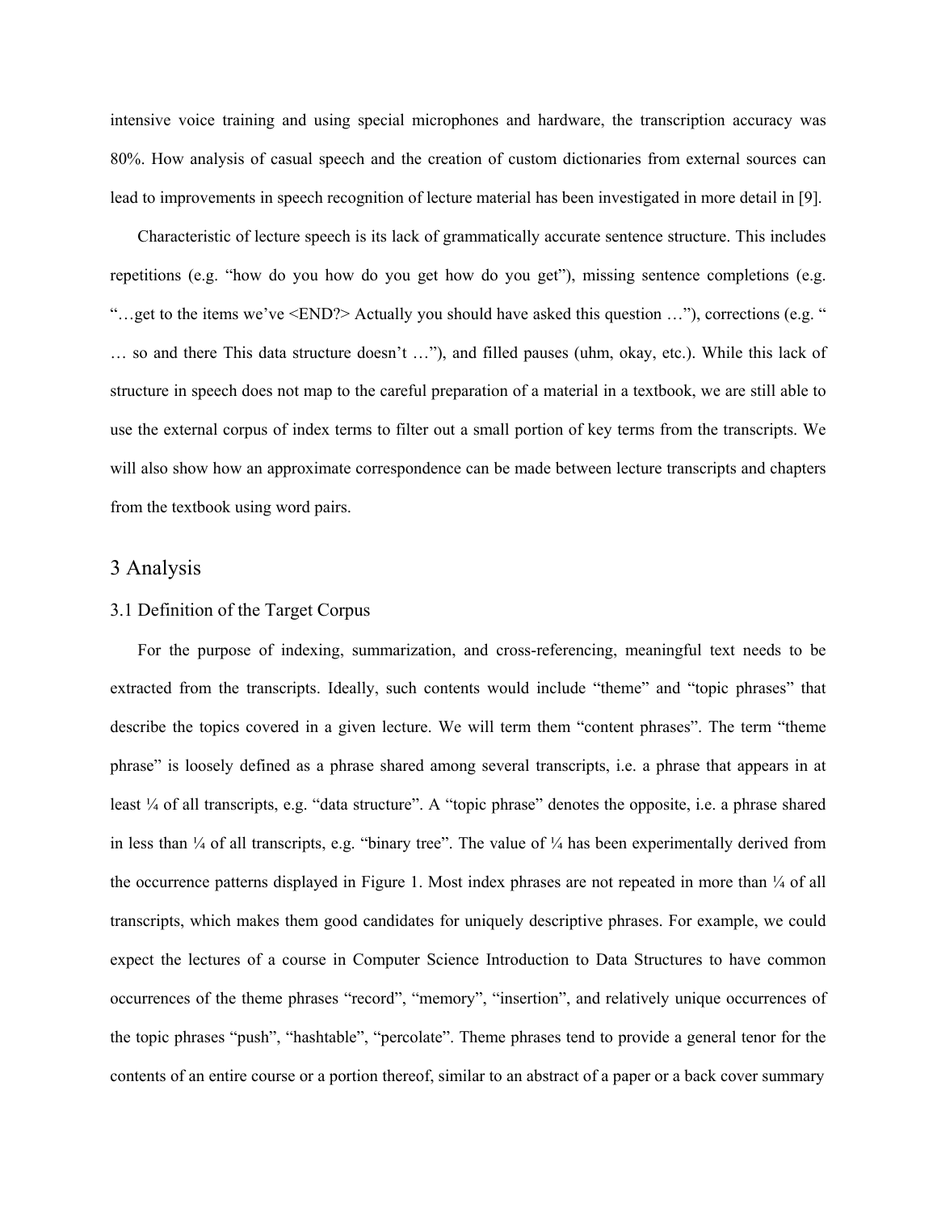intensive voice training and using special microphones and hardware, the transcription accuracy was 80%. How analysis of casual speech and the creation of custom dictionaries from external sources can lead to improvements in speech recognition of lecture material has been investigated in more detail in [9].

Characteristic of lecture speech is its lack of grammatically accurate sentence structure. This includes repetitions (e.g. "how do you how do you get how do you get"), missing sentence completions (e.g. "…get to the items we've <END?> Actually you should have asked this question …"), corrections (e.g. " … so and there This data structure doesn't …"), and filled pauses (uhm, okay, etc.). While this lack of structure in speech does not map to the careful preparation of a material in a textbook, we are still able to use the external corpus of index terms to filter out a small portion of key terms from the transcripts. We will also show how an approximate correspondence can be made between lecture transcripts and chapters from the textbook using word pairs.

# 3 Analysis

## 3.1 Definition of the Target Corpus

For the purpose of indexing, summarization, and cross-referencing, meaningful text needs to be extracted from the transcripts. Ideally, such contents would include "theme" and "topic phrases" that describe the topics covered in a given lecture. We will term them "content phrases". The term "theme phrase" is loosely defined as a phrase shared among several transcripts, i.e. a phrase that appears in at least ¼ of all transcripts, e.g. "data structure". A "topic phrase" denotes the opposite, i.e. a phrase shared in less than ¼ of all transcripts, e.g. "binary tree". The value of ¼ has been experimentally derived from the occurrence patterns displayed in Figure 1. Most index phrases are not repeated in more than ¼ of all transcripts, which makes them good candidates for uniquely descriptive phrases. For example, we could expect the lectures of a course in Computer Science Introduction to Data Structures to have common occurrences of the theme phrases "record", "memory", "insertion", and relatively unique occurrences of the topic phrases "push", "hashtable", "percolate". Theme phrases tend to provide a general tenor for the contents of an entire course or a portion thereof, similar to an abstract of a paper or a back cover summary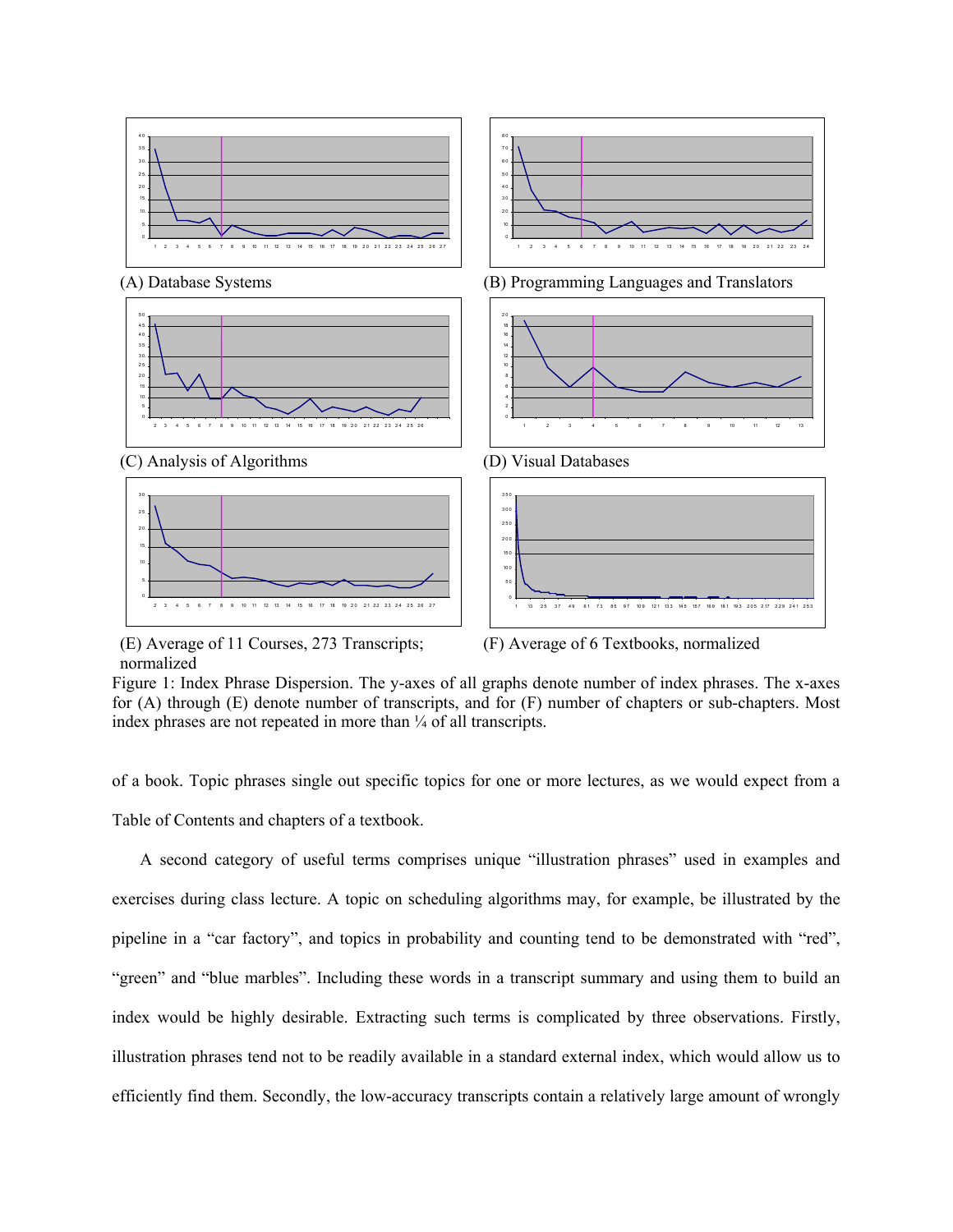(A) Database Systems

(B) Programming Languages and Translators

(C) Analysis of Algorithms

(D) Visual Databases

(E) Average of 11 Courses, 273 Transcripts; normalized

(F) Average of 6 Textbooks, normalized

Figure 1: Index Phrase Dispersion. The y-axes of all graphs denote number of index phrases. The x-axes for (A) through (E) denote number of transcripts, and for (F) number of chapters or sub-chapters. Most index phrases are not repeated in more than ¼ of all transcripts.

of a book. Topic phrases single out specific topics for one or more lectures, as we would expect from a Table of Contents and chapters of a textbook.

A second category of useful terms comprises unique "illustration phrases" used in examples and exercises during class lecture. A topic on scheduling algorithms may, for example, be illustrated by the pipeline in a "car factory", and topics in probability and counting tend to be demonstrated with "red", "green" and "blue marbles". Including these words in a transcript summary and using them to build an index would be highly desirable. Extracting such terms is complicated by three observations. Firstly, illustration phrases tend not to be readily available in a standard external index, which would allow us to efficiently find them. Secondly, the low-accuracy transcripts contain a relatively large amount of wrongly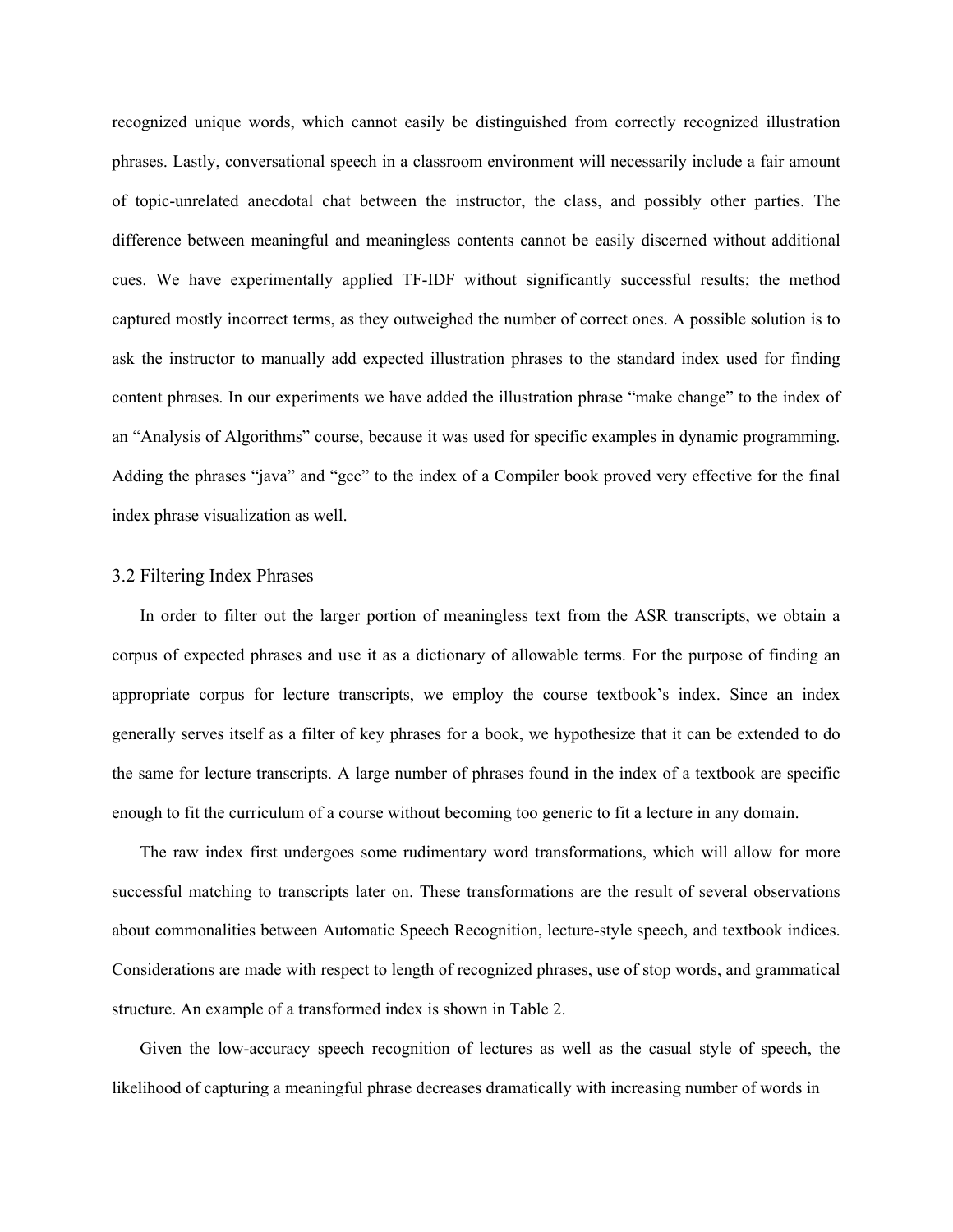recognized unique words, which cannot easily be distinguished from correctly recognized illustration phrases. Lastly, conversational speech in a classroom environment will necessarily include a fair amount of topic-unrelated anecdotal chat between the instructor, the class, and possibly other parties. The difference between meaningful and meaningless contents cannot be easily discerned without additional cues. We have experimentally applied TF-IDF without significantly successful results; the method captured mostly incorrect terms, as they outweighed the number of correct ones. A possible solution is to ask the instructor to manually add expected illustration phrases to the standard index used for finding content phrases. In our experiments we have added the illustration phrase "make change" to the index of an "Analysis of Algorithms" course, because it was used for specific examples in dynamic programming. Adding the phrases "java" and "gcc" to the index of a Compiler book proved very effective for the final index phrase visualization as well.

### 3.2 Filtering Index Phrases

In order to filter out the larger portion of meaningless text from the ASR transcripts, we obtain a corpus of expected phrases and use it as a dictionary of allowable terms. For the purpose of finding an appropriate corpus for lecture transcripts, we employ the course textbook's index. Since an index generally serves itself as a filter of key phrases for a book, we hypothesize that it can be extended to do the same for lecture transcripts. A large number of phrases found in the index of a textbook are specific enough to fit the curriculum of a course without becoming too generic to fit a lecture in any domain.

The raw index first undergoes some rudimentary word transformations, which will allow for more successful matching to transcripts later on. These transformations are the result of several observations about commonalities between Automatic Speech Recognition, lecture-style speech, and textbook indices. Considerations are made with respect to length of recognized phrases, use of stop words, and grammatical structure. An example of a transformed index is shown in Table 2.

Given the low-accuracy speech recognition of lectures as well as the casual style of speech, the likelihood of capturing a meaningful phrase decreases dramatically with increasing number of words in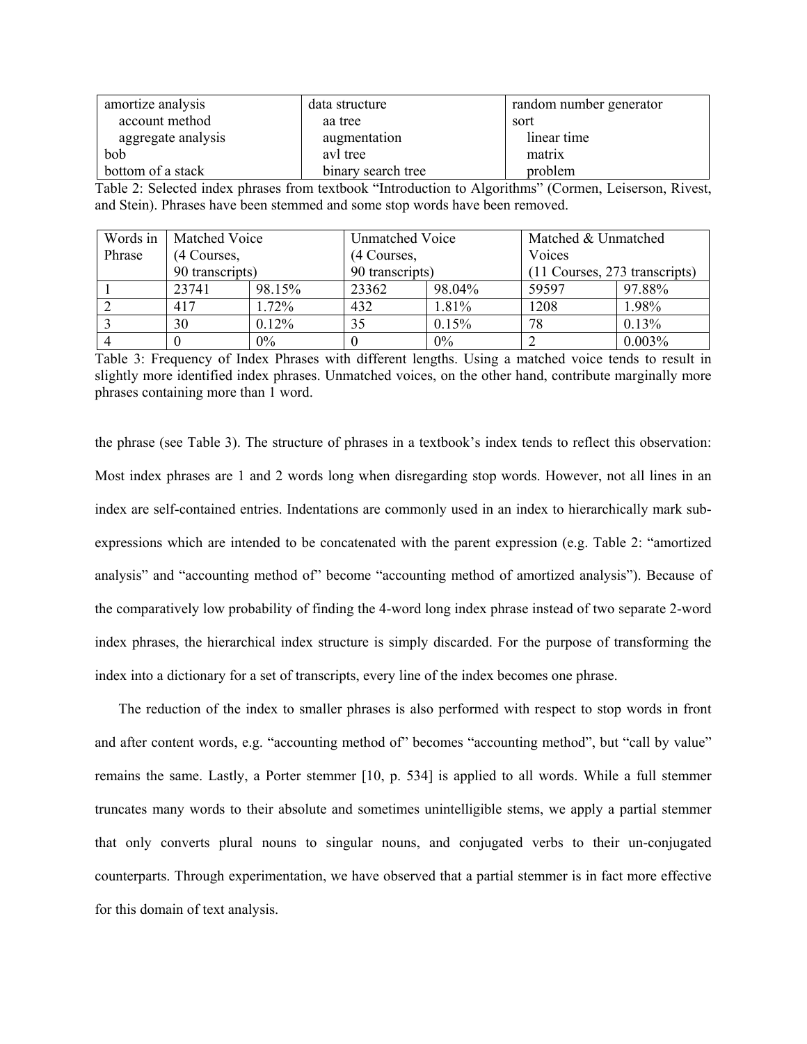| amortize analysis | data structure | random number generator |
|---|---|---|
|   account method |   aa tree | sort |
|   aggregate analysis |   augmentation |   linear time |
| bob |   avl tree |   matrix |
| bottom of a stack |   binary search tree |   problem |

Table 2: Selected index phrases from textbook "Introduction to Algorithms" (Cormen, Leiserson, Rivest, and Stein). Phrases have been stemmed and some stop words have been removed.

| Words in Phrase | Matched Voice (4 Courses, 90 transcripts) | | Unmatched Voice (4 Courses, 90 transcripts) | | Matched & Unmatched Voices (11 Courses, 273 transcripts) | |
|---|---|---|---|---|---|---|
| 1 | 23741 | 98.15% | 23362 | 98.04% | 59597 | 97.88% |
| 2 | 417 | 1.72% | 432 | 1.81% | 1208 | 1.98% |
| 3 | 30 | 0.12% | 35 | 0.15% | 78 | 0.13% |
| 4 | 0 | 0% | 0 | 0% | 2 | 0.003% |

Table 3: Frequency of Index Phrases with different lengths. Using a matched voice tends to result in slightly more identified index phrases. Unmatched voices, on the other hand, contribute marginally more phrases containing more than 1 word.

the phrase (see Table 3). The structure of phrases in a textbook's index tends to reflect this observation: Most index phrases are 1 and 2 words long when disregarding stop words. However, not all lines in an index are self-contained entries. Indentations are commonly used in an index to hierarchically mark sub-expressions which are intended to be concatenated with the parent expression (e.g. Table 2: "amortized analysis" and "accounting method of" become "accounting method of amortized analysis"). Because of the comparatively low probability of finding the 4-word long index phrase instead of two separate 2-word index phrases, the hierarchical index structure is simply discarded. For the purpose of transforming the index into a dictionary for a set of transcripts, every line of the index becomes one phrase.

The reduction of the index to smaller phrases is also performed with respect to stop words in front and after content words, e.g. "accounting method of" becomes "accounting method", but "call by value" remains the same. Lastly, a Porter stemmer [10, p. 534] is applied to all words. While a full stemmer truncates many words to their absolute and sometimes unintelligible stems, we apply a partial stemmer that only converts plural nouns to singular nouns, and conjugated verbs to their un-conjugated counterparts. Through experimentation, we have observed that a partial stemmer is in fact more effective for this domain of text analysis.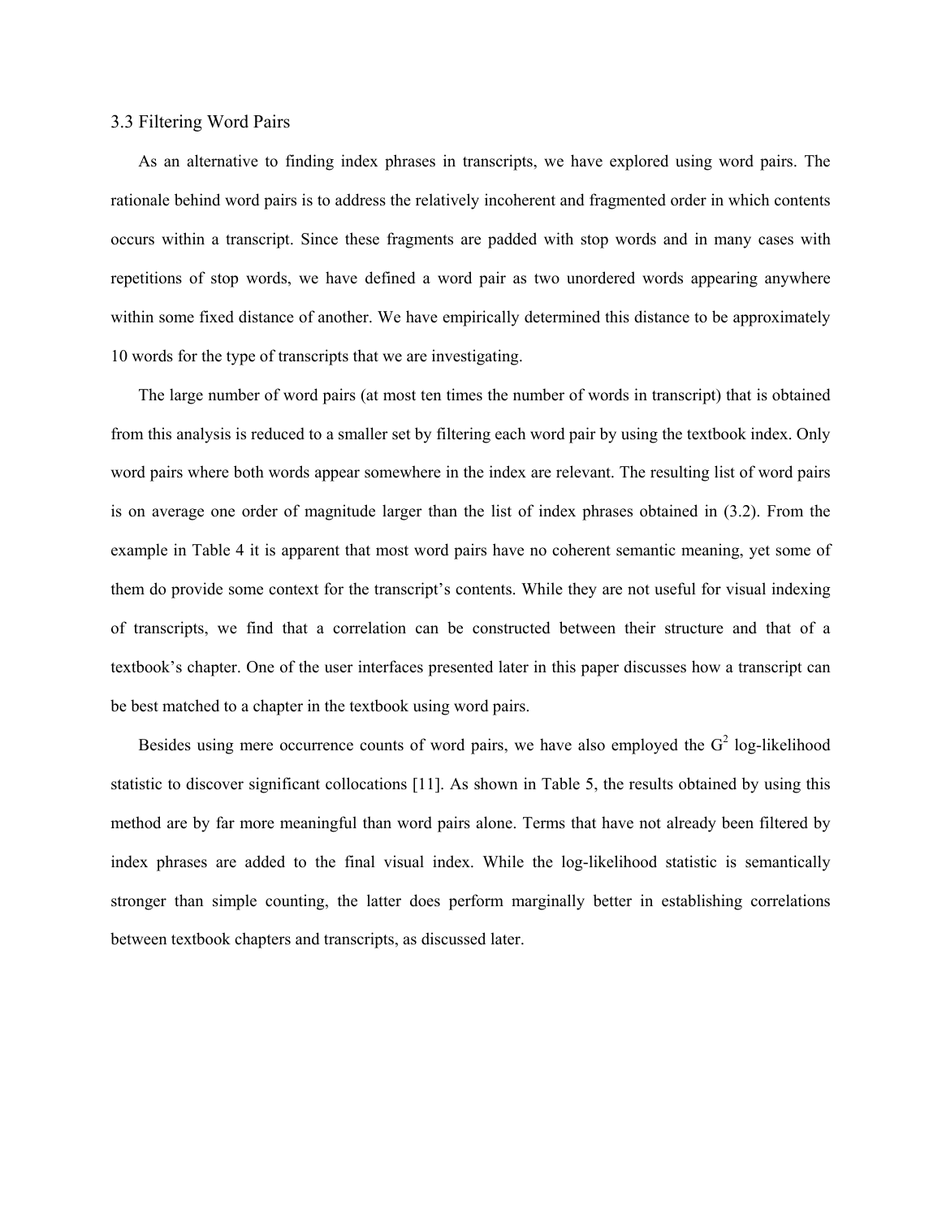### 3.3 Filtering Word Pairs

As an alternative to finding index phrases in transcripts, we have explored using word pairs. The rationale behind word pairs is to address the relatively incoherent and fragmented order in which contents occurs within a transcript. Since these fragments are padded with stop words and in many cases with repetitions of stop words, we have defined a word pair as two unordered words appearing anywhere within some fixed distance of another. We have empirically determined this distance to be approximately 10 words for the type of transcripts that we are investigating.

The large number of word pairs (at most ten times the number of words in transcript) that is obtained from this analysis is reduced to a smaller set by filtering each word pair by using the textbook index. Only word pairs where both words appear somewhere in the index are relevant. The resulting list of word pairs is on average one order of magnitude larger than the list of index phrases obtained in (3.2). From the example in Table 4 it is apparent that most word pairs have no coherent semantic meaning, yet some of them do provide some context for the transcript's contents. While they are not useful for visual indexing of transcripts, we find that a correlation can be constructed between their structure and that of a textbook's chapter. One of the user interfaces presented later in this paper discusses how a transcript can be best matched to a chapter in the textbook using word pairs.

Besides using mere occurrence counts of word pairs, we have also employed the $G^2$ log-likelihood statistic to discover significant collocations [11]. As shown in Table 5, the results obtained by using this method are by far more meaningful than word pairs alone. Terms that have not already been filtered by index phrases are added to the final visual index. While the log-likelihood statistic is semantically stronger than simple counting, the latter does perform marginally better in establishing correlations between textbook chapters and transcripts, as discussed later.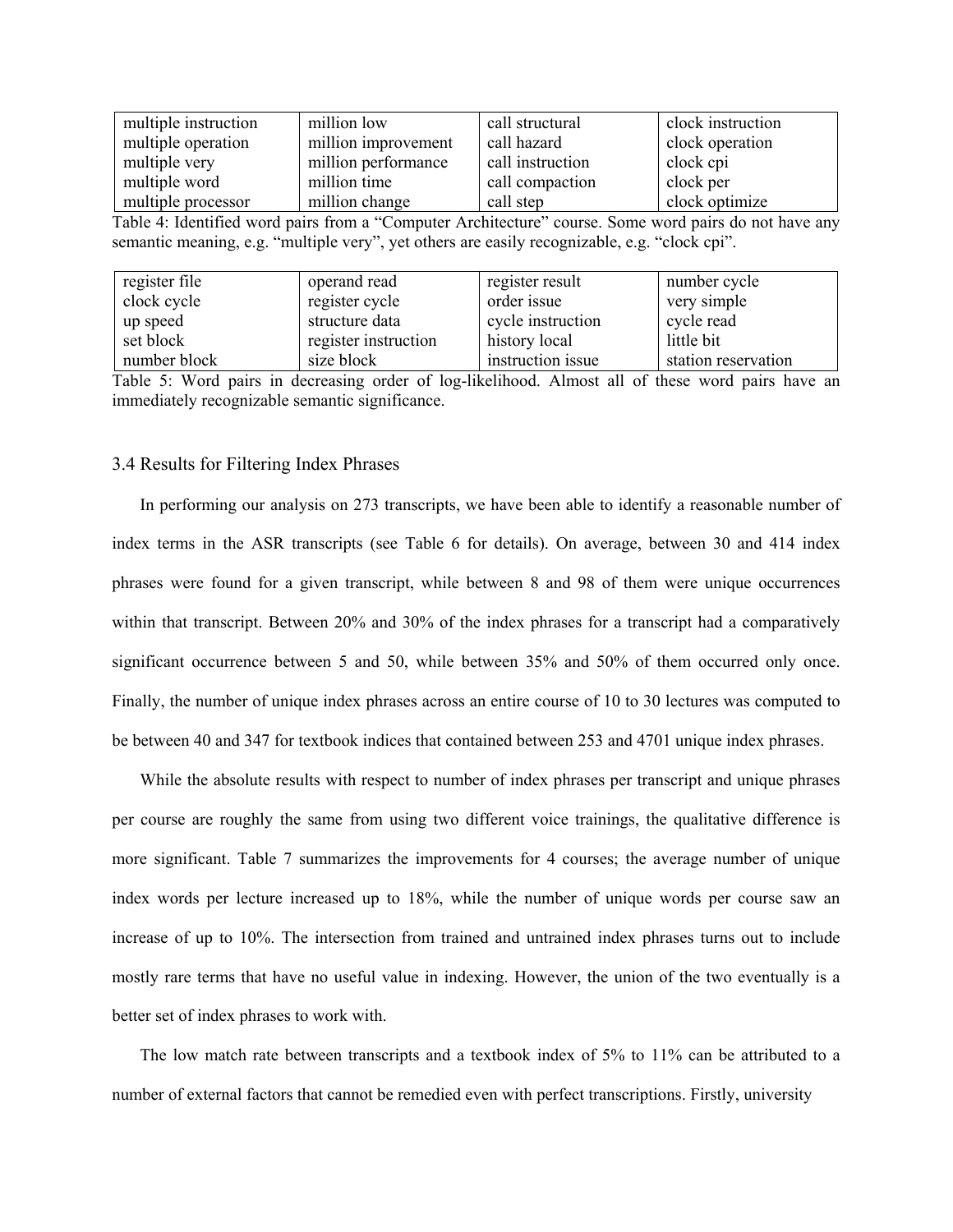| multiple instruction | million low | call structural | clock instruction |
|---|---|---|---|
| multiple operation | million improvement | call hazard | clock operation |
| multiple very | million performance | call instruction | clock cpi |
| multiple word | million time | call compaction | clock per |
| multiple processor | million change | call step | clock optimize |

Table 4: Identified word pairs from a "Computer Architecture" course. Some word pairs do not have any semantic meaning, e.g. "multiple very", yet others are easily recognizable, e.g. "clock cpi".

| register file | operand read | register result | number cycle |
|---|---|---|---|
| clock cycle | register cycle | order issue | very simple |
| up speed | structure data | cycle instruction | cycle read |
| set block | register instruction | history local | little bit |
| number block | size block | instruction issue | station reservation |

Table 5: Word pairs in decreasing order of log-likelihood. Almost all of these word pairs have an immediately recognizable semantic significance.

### 3.4 Results for Filtering Index Phrases

In performing our analysis on 273 transcripts, we have been able to identify a reasonable number of index terms in the ASR transcripts (see Table 6 for details). On average, between 30 and 414 index phrases were found for a given transcript, while between 8 and 98 of them were unique occurrences within that transcript. Between 20% and 30% of the index phrases for a transcript had a comparatively significant occurrence between 5 and 50, while between 35% and 50% of them occurred only once. Finally, the number of unique index phrases across an entire course of 10 to 30 lectures was computed to be between 40 and 347 for textbook indices that contained between 253 and 4701 unique index phrases.

While the absolute results with respect to number of index phrases per transcript and unique phrases per course are roughly the same from using two different voice trainings, the qualitative difference is more significant. Table 7 summarizes the improvements for 4 courses; the average number of unique index words per lecture increased up to 18%, while the number of unique words per course saw an increase of up to 10%. The intersection from trained and untrained index phrases turns out to include mostly rare terms that have no useful value in indexing. However, the union of the two eventually is a better set of index phrases to work with.

The low match rate between transcripts and a textbook index of 5% to 11% can be attributed to a number of external factors that cannot be remedied even with perfect transcriptions. Firstly, university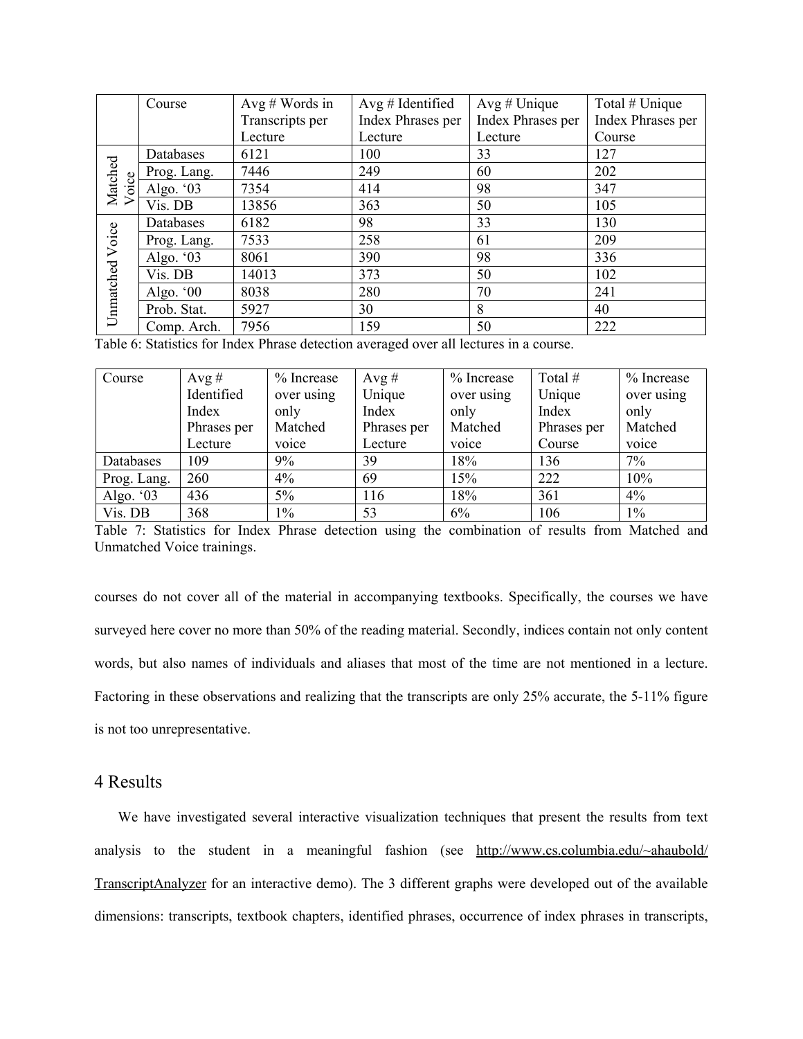| | Course | Avg # Words in Transcripts per Lecture | Avg # Identified Index Phrases per Lecture | Avg # Unique Index Phrases per Lecture | Total # Unique Index Phrases per Course |
|---|---|---|---|---|---|
| Matched Voice | Databases | 6121 | 100 | 33 | 127 |
| | Prog. Lang. | 7446 | 249 | 60 | 202 |
| | Algo. '03 | 7354 | 414 | 98 | 347 |
| | Vis. DB | 13856 | 363 | 50 | 105 |
| Unmatched Voice | Databases | 6182 | 98 | 33 | 130 |
| | Prog. Lang. | 7533 | 258 | 61 | 209 |
| | Algo. '03 | 8061 | 390 | 98 | 336 |
| | Vis. DB | 14013 | 373 | 50 | 102 |
| | Algo. '00 | 8038 | 280 | 70 | 241 |
| | Prob. Stat. | 5927 | 30 | 8 | 40 |
| | Comp. Arch. | 7956 | 159 | 50 | 222 |

Table 6: Statistics for Index Phrase detection averaged over all lectures in a course.

| Course | Avg # Identified Index Phrases per Lecture | % Increase over using only Matched voice | Avg # Unique Index Phrases per Lecture | % Increase over using only Matched voice | Total # Unique Index Phrases per Course | % Increase over using only Matched voice |
|---|---|---|---|---|---|---|
| Databases | 109 | 9% | 39 | 18% | 136 | 7% |
| Prog. Lang. | 260 | 4% | 69 | 15% | 222 | 10% |
| Algo. '03 | 436 | 5% | 116 | 18% | 361 | 4% |
| Vis. DB | 368 | 1% | 53 | 6% | 106 | 1% |

Table 7: Statistics for Index Phrase detection using the combination of results from Matched and Unmatched Voice trainings.

courses do not cover all of the material in accompanying textbooks. Specifically, the courses we have surveyed here cover no more than 50% of the reading material. Secondly, indices contain not only content words, but also names of individuals and aliases that most of the time are not mentioned in a lecture. Factoring in these observations and realizing that the transcripts are only 25% accurate, the 5-11% figure is not too unrepresentative.

# 4 Results

We have investigated several interactive visualization techniques that present the results from text analysis to the student in a meaningful fashion (see http://www.cs.columbia.edu/~ahaubold/TranscriptAnalyzer for an interactive demo). The 3 different graphs were developed out of the available dimensions: transcripts, textbook chapters, identified phrases, occurrence of index phrases in transcripts,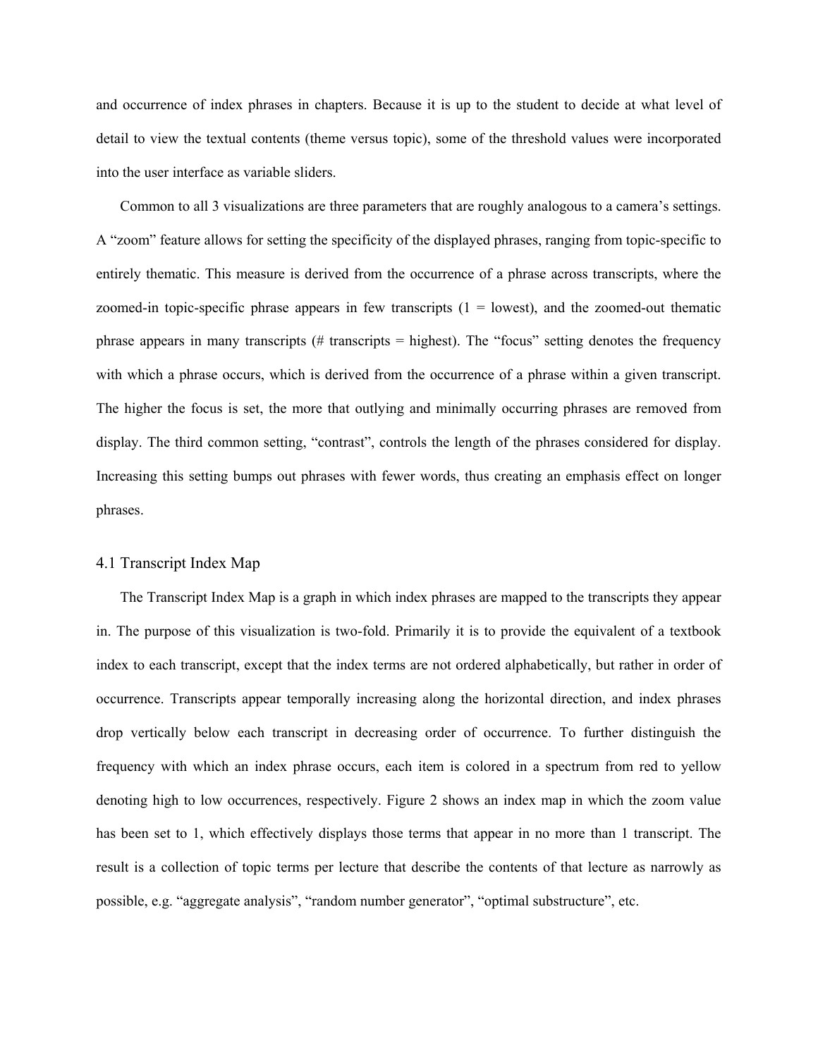and occurrence of index phrases in chapters. Because it is up to the student to decide at what level of detail to view the textual contents (theme versus topic), some of the threshold values were incorporated into the user interface as variable sliders.

Common to all 3 visualizations are three parameters that are roughly analogous to a camera's settings. A "zoom" feature allows for setting the specificity of the displayed phrases, ranging from topic-specific to entirely thematic. This measure is derived from the occurrence of a phrase across transcripts, where the zoomed-in topic-specific phrase appears in few transcripts (1 = lowest), and the zoomed-out thematic phrase appears in many transcripts (# transcripts = highest). The "focus" setting denotes the frequency with which a phrase occurs, which is derived from the occurrence of a phrase within a given transcript. The higher the focus is set, the more that outlying and minimally occurring phrases are removed from display. The third common setting, "contrast", controls the length of the phrases considered for display. Increasing this setting bumps out phrases with fewer words, thus creating an emphasis effect on longer phrases.

## 4.1 Transcript Index Map

The Transcript Index Map is a graph in which index phrases are mapped to the transcripts they appear in. The purpose of this visualization is two-fold. Primarily it is to provide the equivalent of a textbook index to each transcript, except that the index terms are not ordered alphabetically, but rather in order of occurrence. Transcripts appear temporally increasing along the horizontal direction, and index phrases drop vertically below each transcript in decreasing order of occurrence. To further distinguish the frequency with which an index phrase occurs, each item is colored in a spectrum from red to yellow denoting high to low occurrences, respectively. Figure 2 shows an index map in which the zoom value has been set to 1, which effectively displays those terms that appear in no more than 1 transcript. The result is a collection of topic terms per lecture that describe the contents of that lecture as narrowly as possible, e.g. "aggregate analysis", "random number generator", "optimal substructure", etc.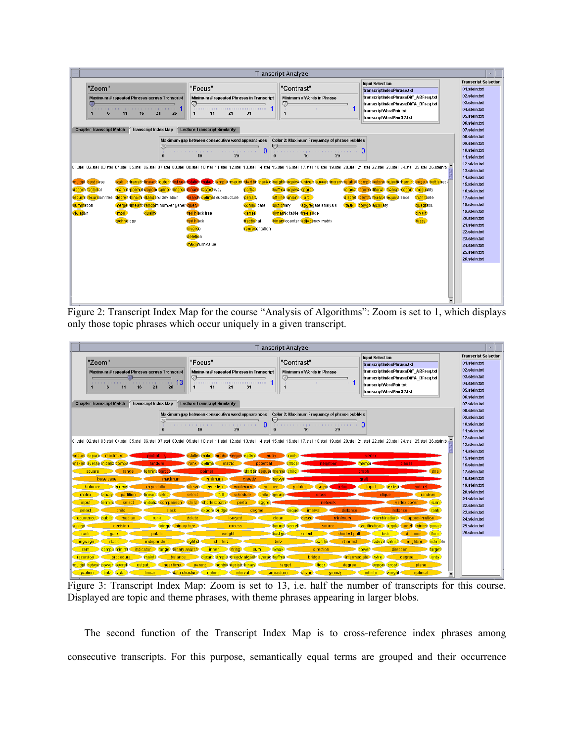Figure 2: Transcript Index Map for the course "Analysis of Algorithms": Zoom is set to 1, which displays only those topic phrases which occur uniquely in a given transcript.

Figure 3: Transcript Index Map: Zoom is set to 13, i.e. half the number of transcripts for this course. Displayed are topic and theme phrases, with theme phrases appearing in larger blobs.

The second function of the Transcript Index Map is to cross-reference index phrases among consecutive transcripts. For this purpose, semantically equal terms are grouped and their occurrence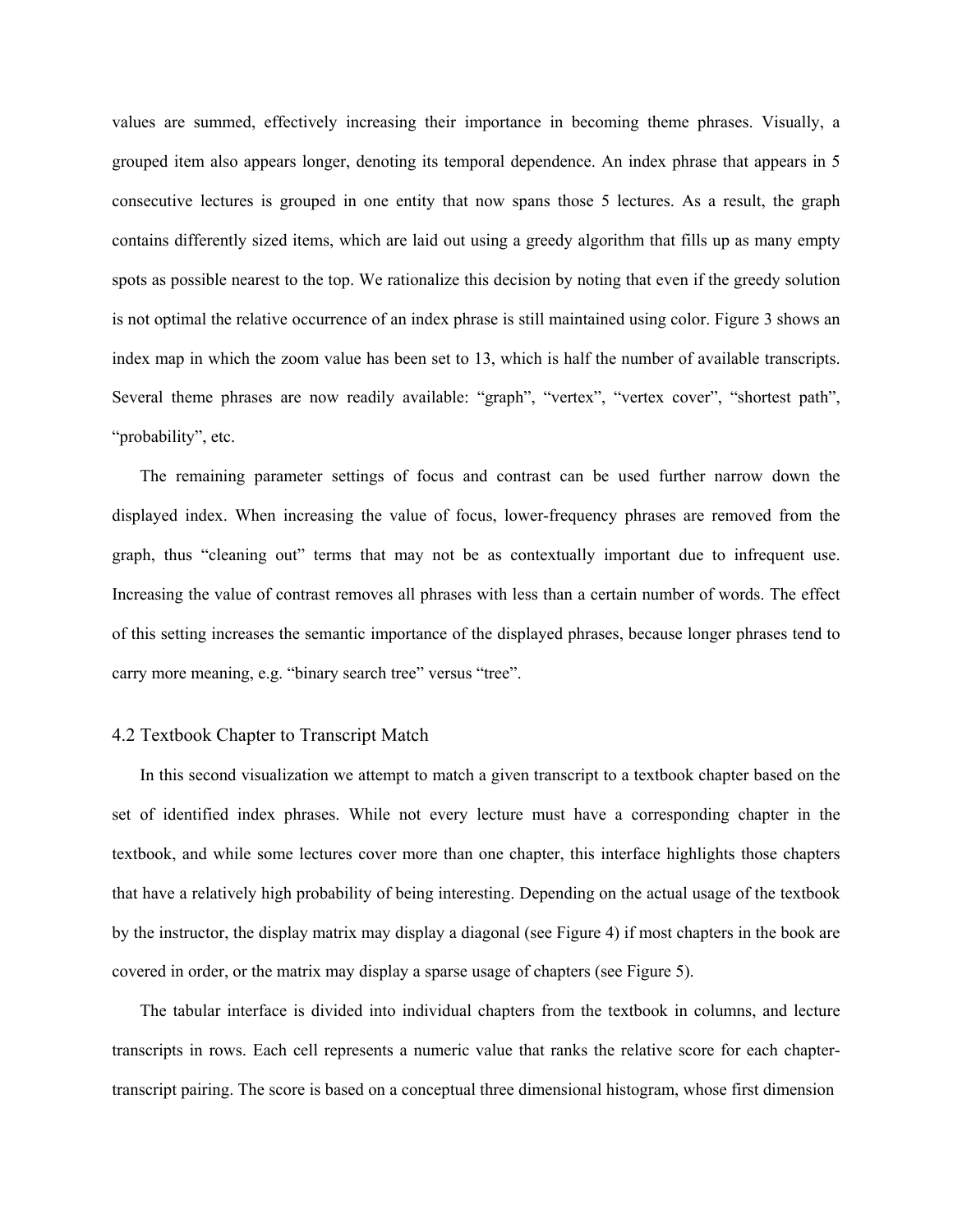values are summed, effectively increasing their importance in becoming theme phrases. Visually, a grouped item also appears longer, denoting its temporal dependence. An index phrase that appears in 5 consecutive lectures is grouped in one entity that now spans those 5 lectures. As a result, the graph contains differently sized items, which are laid out using a greedy algorithm that fills up as many empty spots as possible nearest to the top. We rationalize this decision by noting that even if the greedy solution is not optimal the relative occurrence of an index phrase is still maintained using color. Figure 3 shows an index map in which the zoom value has been set to 13, which is half the number of available transcripts. Several theme phrases are now readily available: "graph", "vertex", "vertex cover", "shortest path", "probability", etc.

The remaining parameter settings of focus and contrast can be used further narrow down the displayed index. When increasing the value of focus, lower-frequency phrases are removed from the graph, thus "cleaning out" terms that may not be as contextually important due to infrequent use. Increasing the value of contrast removes all phrases with less than a certain number of words. The effect of this setting increases the semantic importance of the displayed phrases, because longer phrases tend to carry more meaning, e.g. "binary search tree" versus "tree".

### 4.2 Textbook Chapter to Transcript Match

In this second visualization we attempt to match a given transcript to a textbook chapter based on the set of identified index phrases. While not every lecture must have a corresponding chapter in the textbook, and while some lectures cover more than one chapter, this interface highlights those chapters that have a relatively high probability of being interesting. Depending on the actual usage of the textbook by the instructor, the display matrix may display a diagonal (see Figure 4) if most chapters in the book are covered in order, or the matrix may display a sparse usage of chapters (see Figure 5).

The tabular interface is divided into individual chapters from the textbook in columns, and lecture transcripts in rows. Each cell represents a numeric value that ranks the relative score for each chapter-transcript pairing. The score is based on a conceptual three dimensional histogram, whose first dimension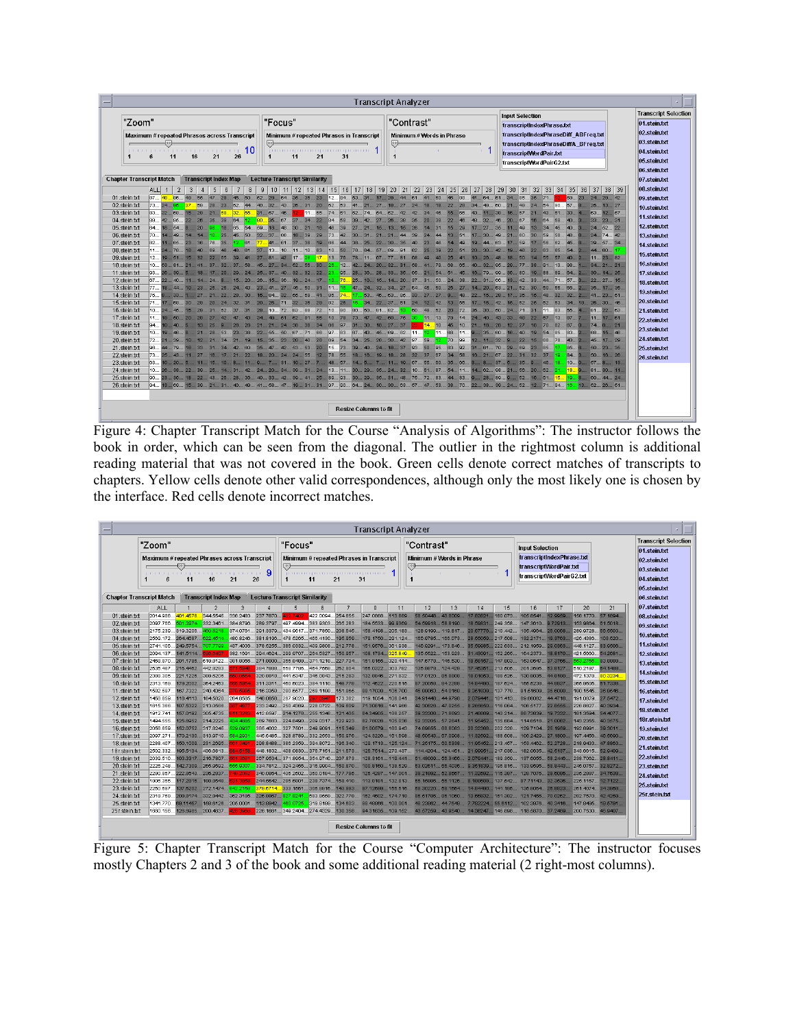Figure 4: Chapter Transcript Match for the Course “Analysis of Algorithms”: The instructor follows the book in order, which can be seen from the diagonal. The outlier in the rightmost column is additional reading material that was not covered in the book. Green cells denote correct matches of transcripts to chapters. Yellow cells denote other valid correspondences, although only the most likely one is chosen by the interface. Red cells denote incorrect matches.

Figure 5: Chapter Transcript Match for the Course “Computer Architecture”: The instructor focuses mostly Chapters 2 and 3 of the book and some additional reading material (2 right-most columns).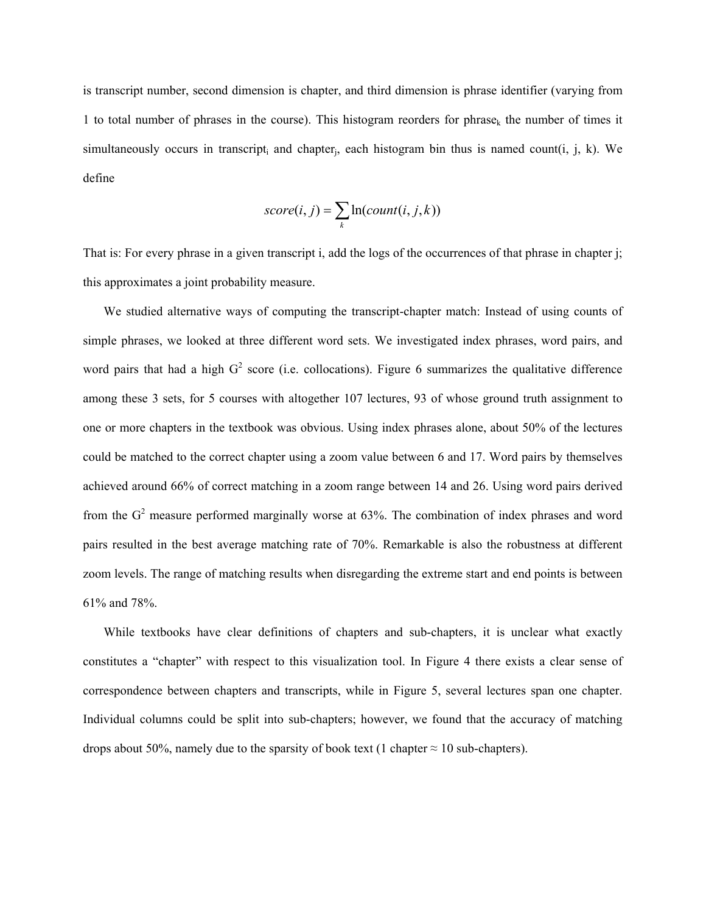is transcript number, second dimension is chapter, and third dimension is phrase identifier (varying from 1 to total number of phrases in the course). This histogram reorders for $phrase_k$ the number of times it simultaneously occurs in $transcript_i$ and $chapter_j$, each histogram bin thus is named count(i, j, k). We define

$$score(i, j) = \sum_{k} \ln(count(i, j, k))$$

That is: For every phrase in a given transcript i, add the logs of the occurrences of that phrase in chapter j; this approximates a joint probability measure.

We studied alternative ways of computing the transcript-chapter match: Instead of using counts of simple phrases, we looked at three different word sets. We investigated index phrases, word pairs, and word pairs that had a high $G^2$ score (i.e. collocations). Figure 6 summarizes the qualitative difference among these 3 sets, for 5 courses with altogether 107 lectures, 93 of whose ground truth assignment to one or more chapters in the textbook was obvious. Using index phrases alone, about 50% of the lectures could be matched to the correct chapter using a zoom value between 6 and 17. Word pairs by themselves achieved around 66% of correct matching in a zoom range between 14 and 26. Using word pairs derived from the $G^2$ measure performed marginally worse at 63%. The combination of index phrases and word pairs resulted in the best average matching rate of 70%. Remarkable is also the robustness at different zoom levels. The range of matching results when disregarding the extreme start and end points is between 61% and 78%.

While textbooks have clear definitions of chapters and sub-chapters, it is unclear what exactly constitutes a "chapter" with respect to this visualization tool. In Figure 4 there exists a clear sense of correspondence between chapters and transcripts, while in Figure 5, several lectures span one chapter. Individual columns could be split into sub-chapters; however, we found that the accuracy of matching drops about 50%, namely due to the sparsity of book text (1 chapter ≈ 10 sub-chapters).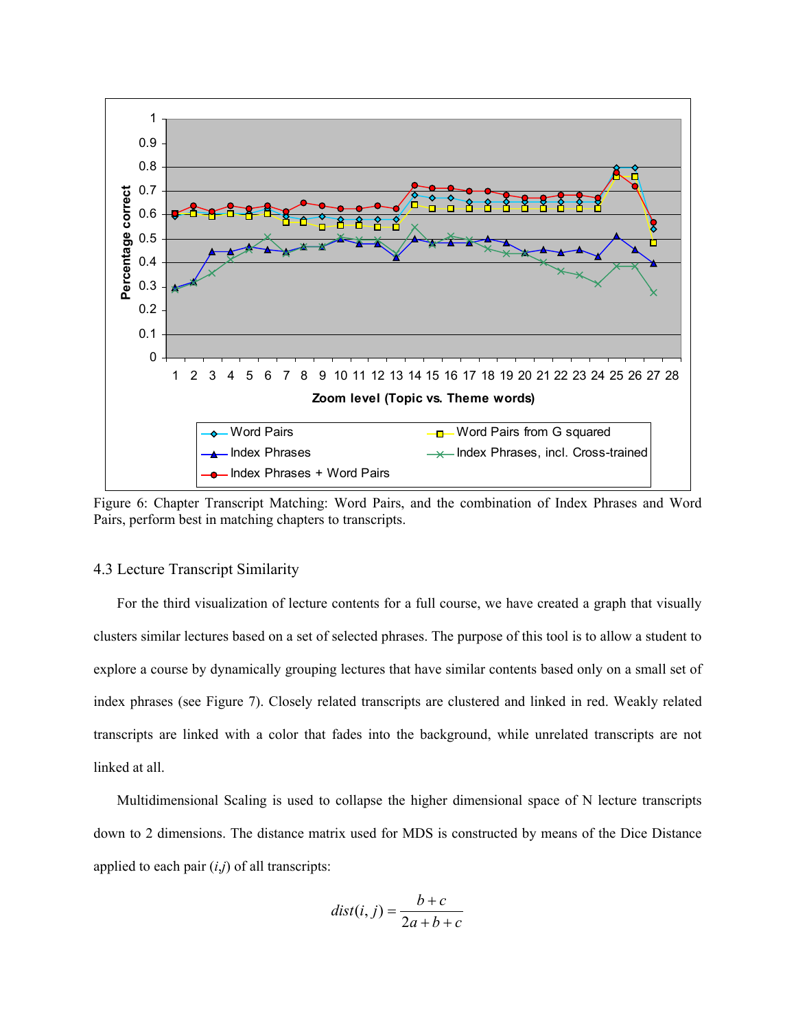Figure 6: Chapter Transcript Matching: Word Pairs, and the combination of Index Phrases and Word Pairs, perform best in matching chapters to transcripts.

### 4.3 Lecture Transcript Similarity

For the third visualization of lecture contents for a full course, we have created a graph that visually clusters similar lectures based on a set of selected phrases. The purpose of this tool is to allow a student to explore a course by dynamically grouping lectures that have similar contents based only on a small set of index phrases (see Figure 7). Closely related transcripts are clustered and linked in red. Weakly related transcripts are linked with a color that fades into the background, while unrelated transcripts are not linked at all.

Multidimensional Scaling is used to collapse the higher dimensional space of N lecture transcripts down to 2 dimensions. The distance matrix used for MDS is constructed by means of the Dice Distance applied to each pair $(i,j)$ of all transcripts:

$$dist(i,j) = \frac{b+c}{2a+b+c}$$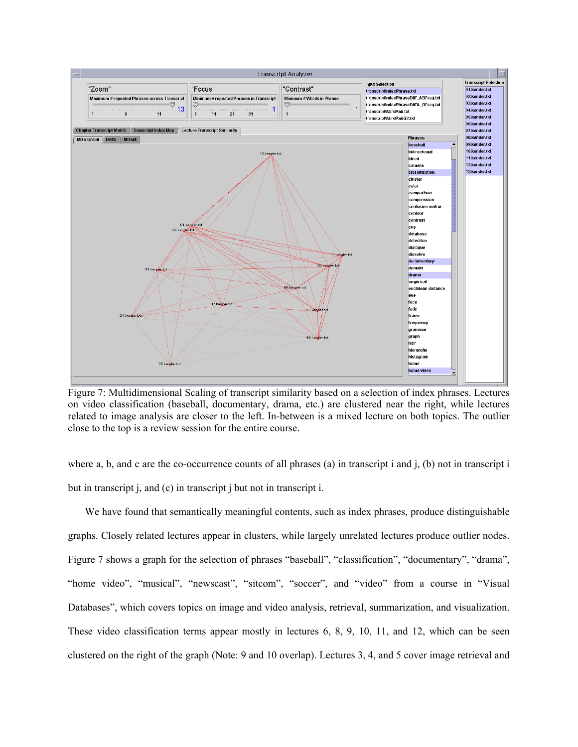Figure 7: Multidimensional Scaling of transcript similarity based on a selection of index phrases. Lectures on video classification (baseball, documentary, drama, etc.) are clustered near the right, while lectures related to image analysis are closer to the left. In-between is a mixed lecture on both topics. The outlier close to the top is a review session for the entire course.

where a, b, and c are the co-occurrence counts of all phrases (a) in transcript i and j, (b) not in transcript i but in transcript j, and (c) in transcript j but not in transcript i.

We have found that semantically meaningful contents, such as index phrases, produce distinguishable graphs. Closely related lectures appear in clusters, while largely unrelated lectures produce outlier nodes. Figure 7 shows a graph for the selection of phrases "baseball", "classification", "documentary", "drama", "home video", "musical", "newscast", "sitcom", "soccer", and "video" from a course in "Visual Databases", which covers topics on image and video analysis, retrieval, summarization, and visualization. These video classification terms appear mostly in lectures 6, 8, 9, 10, 11, and 12, which can be seen clustered on the right of the graph (Note: 9 and 10 overlap). Lectures 3, 4, and 5 cover image retrieval and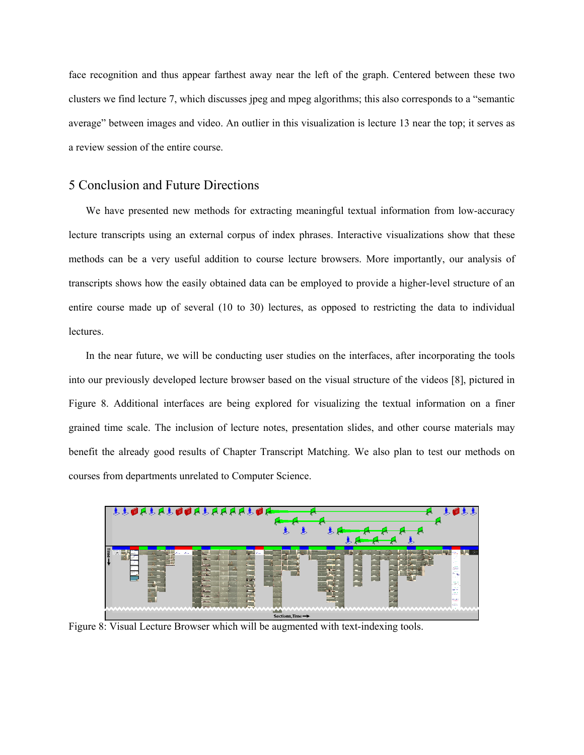face recognition and thus appear farthest away near the left of the graph. Centered between these two clusters we find lecture 7, which discusses jpeg and mpeg algorithms; this also corresponds to a "semantic average" between images and video. An outlier in this visualization is lecture 13 near the top; it serves as a review session of the entire course.

## 5 Conclusion and Future Directions

We have presented new methods for extracting meaningful textual information from low-accuracy lecture transcripts using an external corpus of index phrases. Interactive visualizations show that these methods can be a very useful addition to course lecture browsers. More importantly, our analysis of transcripts shows how the easily obtained data can be employed to provide a higher-level structure of an entire course made up of several (10 to 30) lectures, as opposed to restricting the data to individual lectures.

In the near future, we will be conducting user studies on the interfaces, after incorporating the tools into our previously developed lecture browser based on the visual structure of the videos [8], pictured in Figure 8. Additional interfaces are being explored for visualizing the textual information on a finer grained time scale. The inclusion of lecture notes, presentation slides, and other course materials may benefit the already good results of Chapter Transcript Matching. We also plan to test our methods on courses from departments unrelated to Computer Science.

Figure 8: Visual Lecture Browser which will be augmented with text-indexing tools.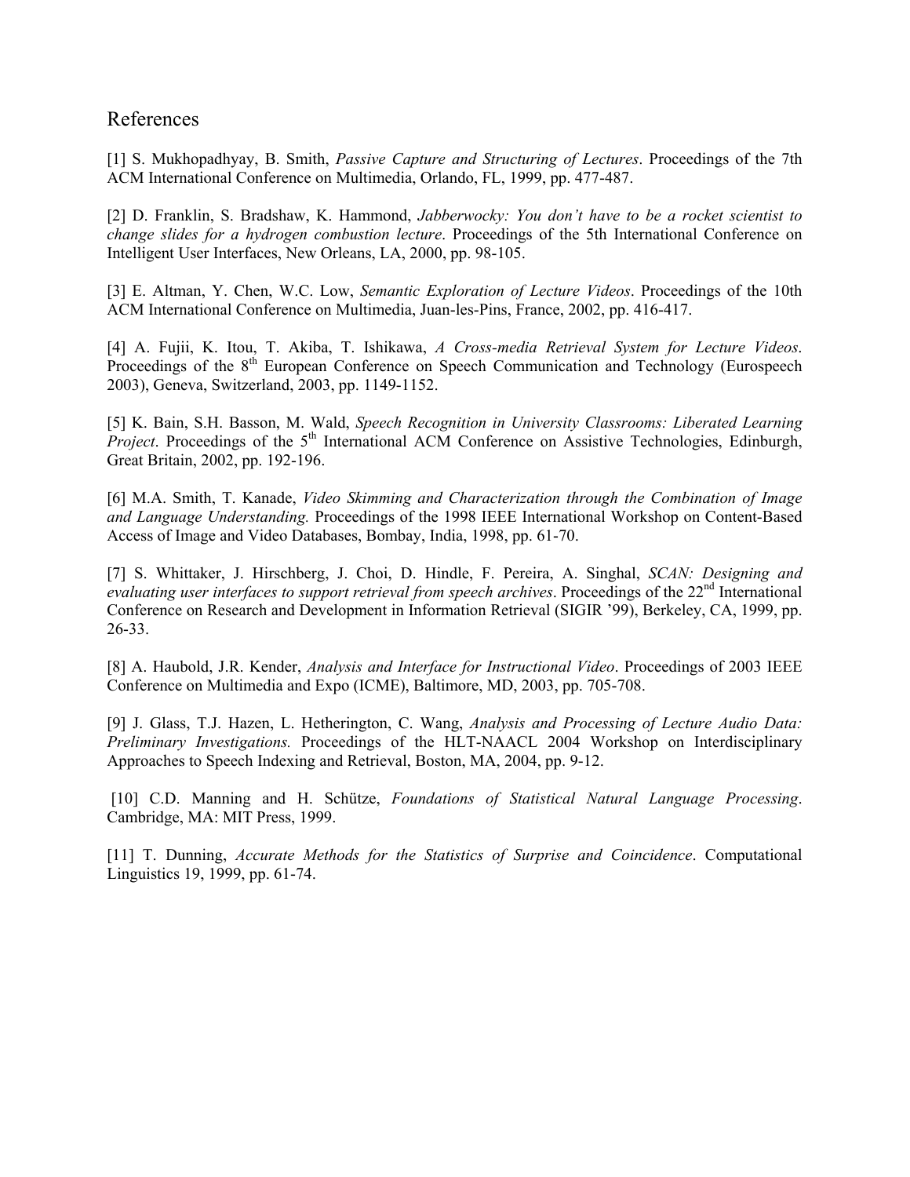## References

[1] S. Mukhopadhyay, B. Smith, *Passive Capture and Structuring of Lectures*. Proceedings of the 7th ACM International Conference on Multimedia, Orlando, FL, 1999, pp. 477-487.

[2] D. Franklin, S. Bradshaw, K. Hammond, *Jabberwocky: You don't have to be a rocket scientist to change slides for a hydrogen combustion lecture*. Proceedings of the 5th International Conference on Intelligent User Interfaces, New Orleans, LA, 2000, pp. 98-105.

[3] E. Altman, Y. Chen, W.C. Low, *Semantic Exploration of Lecture Videos*. Proceedings of the 10th ACM International Conference on Multimedia, Juan-les-Pins, France, 2002, pp. 416-417.

[4] A. Fujii, K. Itou, T. Akiba, T. Ishikawa, *A Cross-media Retrieval System for Lecture Videos*. Proceedings of the 8th European Conference on Speech Communication and Technology (Eurospeech 2003), Geneva, Switzerland, 2003, pp. 1149-1152.

[5] K. Bain, S.H. Basson, M. Wald, *Speech Recognition in University Classrooms: Liberated Learning Project*. Proceedings of the 5th International ACM Conference on Assistive Technologies, Edinburgh, Great Britain, 2002, pp. 192-196.

[6] M.A. Smith, T. Kanade, *Video Skimming and Characterization through the Combination of Image and Language Understanding.* Proceedings of the 1998 IEEE International Workshop on Content-Based Access of Image and Video Databases, Bombay, India, 1998, pp. 61-70.

[7] S. Whittaker, J. Hirschberg, J. Choi, D. Hindle, F. Pereira, A. Singhal, *SCAN: Designing and evaluating user interfaces to support retrieval from speech archives*. Proceedings of the 22nd International Conference on Research and Development in Information Retrieval (SIGIR '99), Berkeley, CA, 1999, pp. 26-33.

[8] A. Haubold, J.R. Kender, *Analysis and Interface for Instructional Video*. Proceedings of 2003 IEEE Conference on Multimedia and Expo (ICME), Baltimore, MD, 2003, pp. 705-708.

[9] J. Glass, T.J. Hazen, L. Hetherington, C. Wang, *Analysis and Processing of Lecture Audio Data: Preliminary Investigations.* Proceedings of the HLT-NAACL 2004 Workshop on Interdisciplinary Approaches to Speech Indexing and Retrieval, Boston, MA, 2004, pp. 9-12.

[10] C.D. Manning and H. Schütze, *Foundations of Statistical Natural Language Processing*. Cambridge, MA: MIT Press, 1999.

[11] T. Dunning, *Accurate Methods for the Statistics of Surprise and Coincidence*. Computational Linguistics 19, 1999, pp. 61-74.